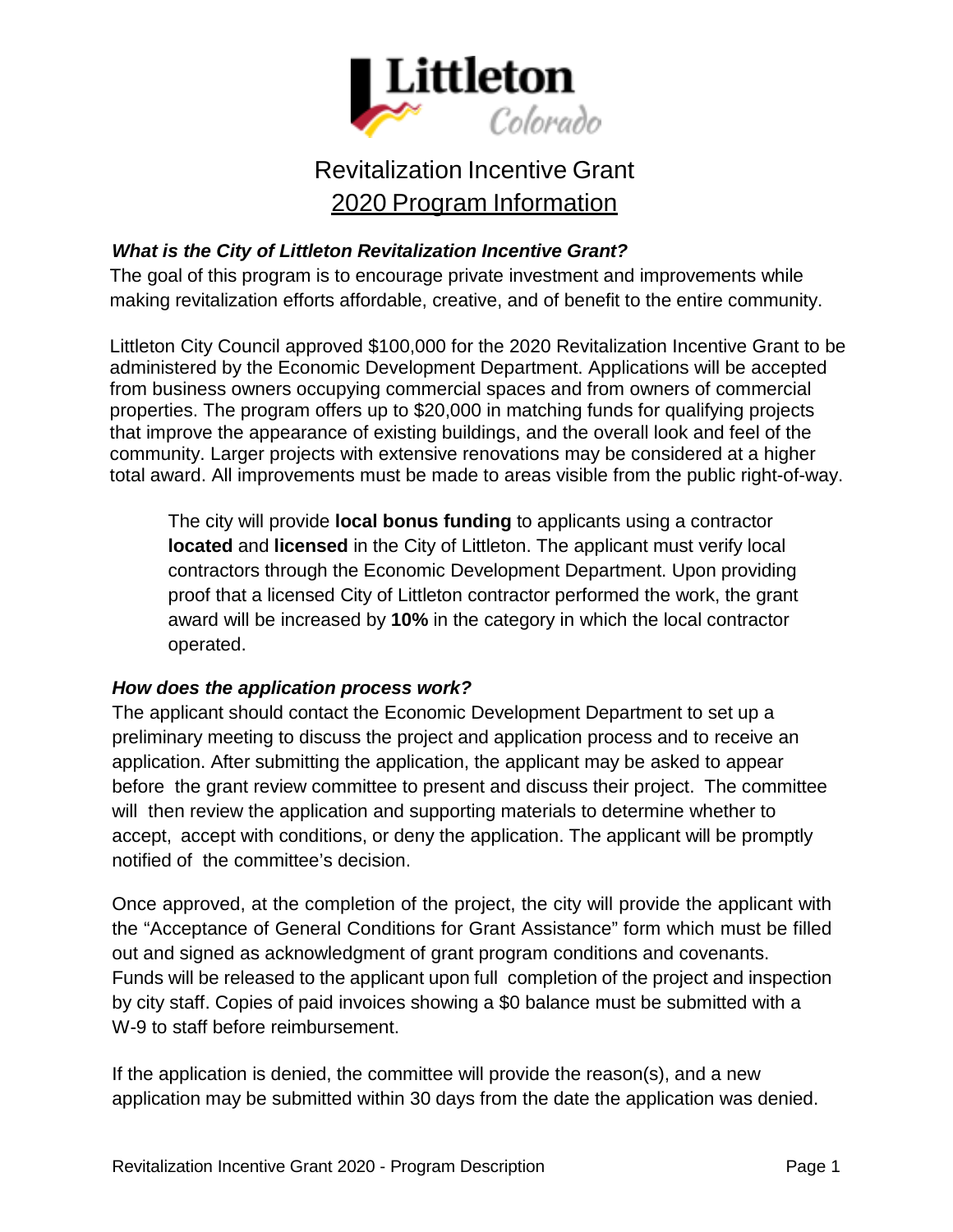# Revitalization Incentive Grant

## 2020 Program Information

### *What is the City of Littleton Revitalization Incentive Grant?*

The goal of this program is to encourage private investment and improvements while making revitalization efforts affordable, creative, and of benefit to the entire community.

Littleton City Council approved $100,000 for the 2020 Revitalization Incentive Grant to be administered by the Economic Development Department. Applications will be accepted from business owners occupying commercial spaces and from owners of commercial properties. The program offers up to $20,000 in matching funds for qualifying projects that improve the appearance of existing buildings, and the overall look and feel of the community. Larger projects with extensive renovations may be considered at a higher total award. All improvements must be made to areas visible from the public right-of-way.

> The city will provide **local bonus funding** to applicants using a contractor **located** and **licensed** in the City of Littleton. The applicant must verify local contractors through the Economic Development Department. Upon providing proof that a licensed City of Littleton contractor performed the work, the grant award will be increased by **10%** in the category in which the local contractor operated.

### *How does the application process work?*

The applicant should contact the Economic Development Department to set up a preliminary meeting to discuss the project and application process and to receive an application. After submitting the application, the applicant may be asked to appear before the grant review committee to present and discuss their project. The committee will then review the application and supporting materials to determine whether to accept, accept with conditions, or deny the application. The applicant will be promptly notified of the committee's decision.

Once approved, at the completion of the project, the city will provide the applicant with the "Acceptance of General Conditions for Grant Assistance" form which must be filled out and signed as acknowledgment of grant program conditions and covenants. Funds will be released to the applicant upon full completion of the project and inspection by city staff. Copies of paid invoices showing a $0 balance must be submitted with a W-9 to staff before reimbursement.

If the application is denied, the committee will provide the reason(s), and a new application may be submitted within 30 days from the date the application was denied.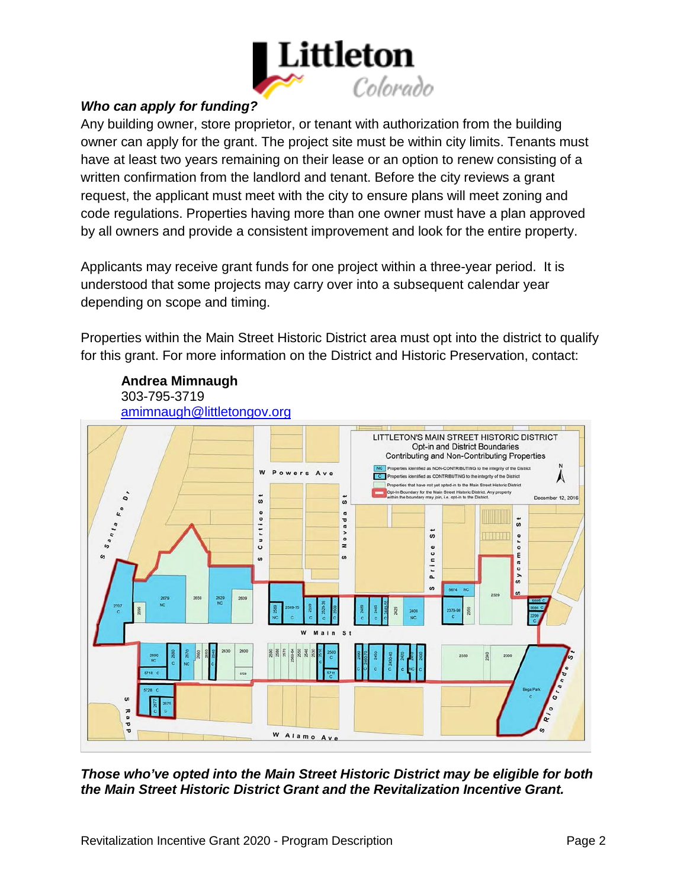### *Who can apply for funding?*

Any building owner, store proprietor, or tenant with authorization from the building owner can apply for the grant. The project site must be within city limits. Tenants must have at least two years remaining on their lease or an option to renew consisting of a written confirmation from the landlord and tenant. Before the city reviews a grant request, the applicant must meet with the city to ensure plans will meet zoning and code regulations. Properties having more than one owner must have a plan approved by all owners and provide a consistent improvement and look for the entire property.

Applicants may receive grant funds for one project within a three-year period. It is understood that some projects may carry over into a subsequent calendar year depending on scope and timing.

Properties within the Main Street Historic District area must opt into the district to qualify for this grant. For more information on the District and Historic Preservation, contact:

**Andrea Mimnaugh**
303-795-3719
amimnaugh@littletongov.org

***Those who've opted into the Main Street Historic District may be eligible for both the Main Street Historic District Grant and the Revitalization Incentive Grant.***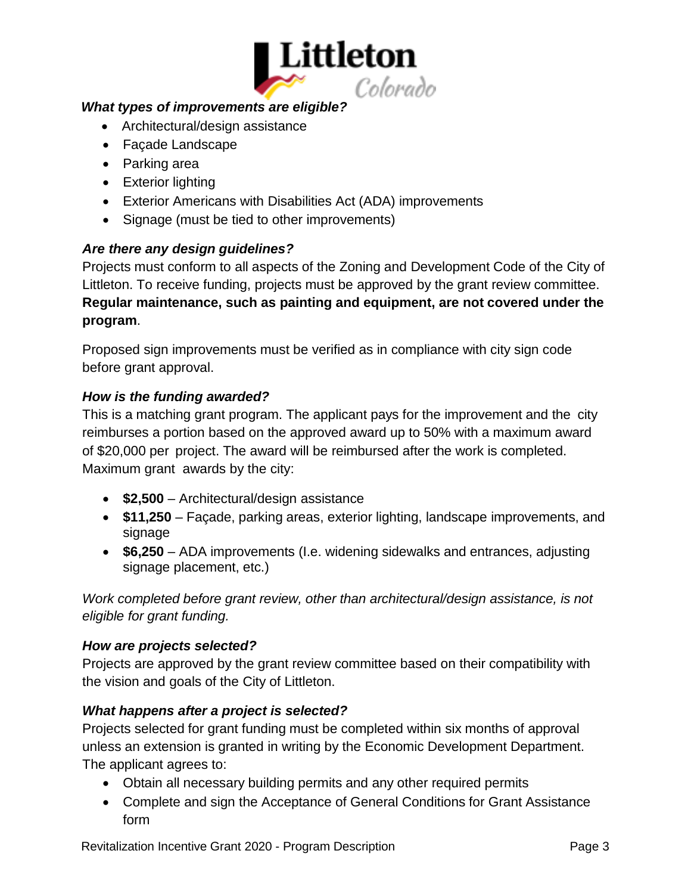### *What types of improvements are eligible?*

- Architectural/design assistance
- Façade Landscape
- Parking area
- Exterior lighting
- Exterior Americans with Disabilities Act (ADA) improvements
- Signage (must be tied to other improvements)

### *Are there any design guidelines?*

Projects must conform to all aspects of the Zoning and Development Code of the City of Littleton. To receive funding, projects must be approved by the grant review committee. **Regular maintenance, such as painting and equipment, are not covered under the program**.

Proposed sign improvements must be verified as in compliance with city sign code before grant approval.

### *How is the funding awarded?*

This is a matching grant program. The applicant pays for the improvement and the city reimburses a portion based on the approved award up to 50% with a maximum award of $20,000 per project. The award will be reimbursed after the work is completed. Maximum grant awards by the city:

- **$2,500** – Architectural/design assistance
- **$11,250** – Façade, parking areas, exterior lighting, landscape improvements, and signage
- **$6,250** – ADA improvements (I.e. widening sidewalks and entrances, adjusting signage placement, etc.)

*Work completed before grant review, other than architectural/design assistance, is not eligible for grant funding.*

### *How are projects selected?*

Projects are approved by the grant review committee based on their compatibility with the vision and goals of the City of Littleton.

### *What happens after a project is selected?*

Projects selected for grant funding must be completed within six months of approval unless an extension is granted in writing by the Economic Development Department. The applicant agrees to:

- Obtain all necessary building permits and any other required permits
- Complete and sign the Acceptance of General Conditions for Grant Assistance form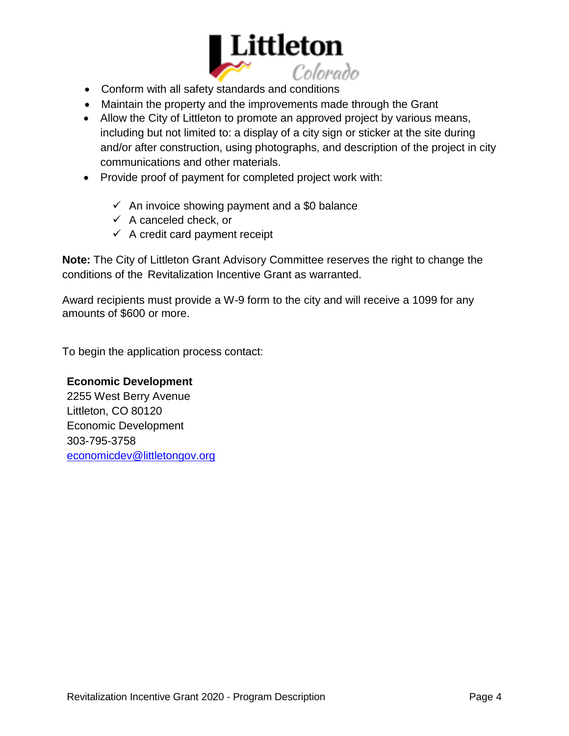- Conform with all safety standards and conditions
- Maintain the property and the improvements made through the Grant
- Allow the City of Littleton to promote an approved project by various means, including but not limited to: a display of a city sign or sticker at the site during and/or after construction, using photographs, and description of the project in city communications and other materials.
- Provide proof of payment for completed project work with:
  - ✓ An invoice showing payment and a $0 balance
  - ✓ A canceled check, or
  - ✓ A credit card payment receipt

**Note:** The City of Littleton Grant Advisory Committee reserves the right to change the conditions of the Revitalization Incentive Grant as warranted.

Award recipients must provide a W-9 form to the city and will receive a 1099 for any amounts of $600 or more.

To begin the application process contact:

**Economic Development**
2255 West Berry Avenue
Littleton, CO 80120
Economic Development
303-795-3758
economicdev@littletongov.org